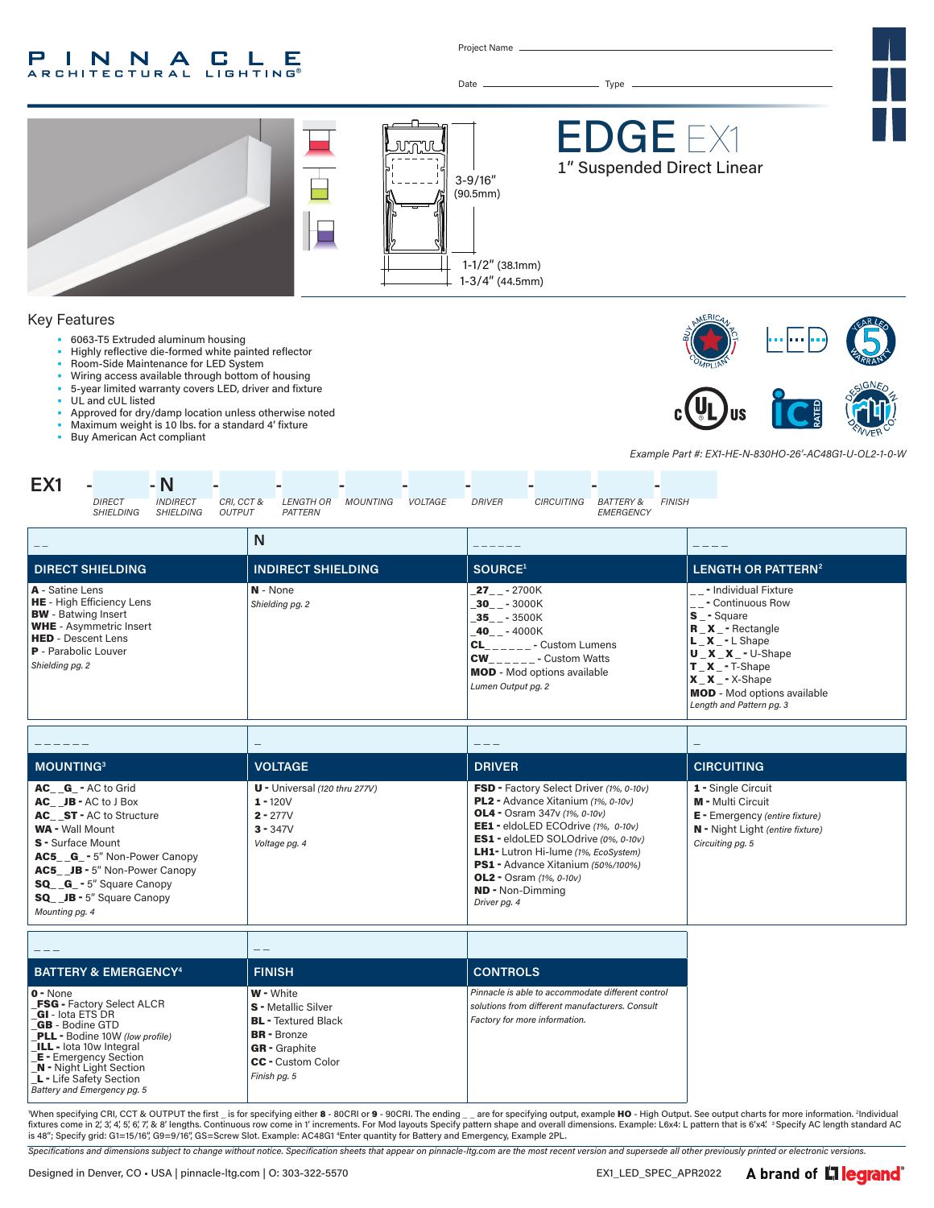# PINNACLE ARCHITECTURAL LIGHTING®

Project Name ____________________

Date ____________ Type ____________

# EDGE EX1

## 1" Suspended Direct Linear

3-9/16" (90.5mm)

1-1/2" (38.1mm)

1-3/4" (44.5mm)

## Key Features

- 6063-T5 Extruded aluminum housing
- Highly reflective die-formed white painted reflector
- Room-Side Maintenance for LED System
- Wiring access available through bottom of housing
- 5-year limited warranty covers LED, driver and fixture
- UL and cUL listed
- Approved for dry/damp location unless otherwise noted
- Maximum weight is 10 lbs. for a standard 4' fixture
- Buy American Act compliant

*Example Part #: EX1-HE-N-830HO-26'-AC48G1-U-OL2-1-0-W*

**EX1** - ___ - **N** - ___ - ___ - ___ - ___ - ___ - ___ - ___ - ___

*DIRECT SHIELDING | INDIRECT SHIELDING | CRI, CCT & OUTPUT | LENGTH OR PATTERN | MOUNTING | VOLTAGE | DRIVER | CIRCUITING | BATTERY & EMERGENCY | FINISH*

| _ _ | N | _ _ _ _ _ _ | _ _ _ _ |
|---|---|---|---|
| **DIRECT SHIELDING** | **INDIRECT SHIELDING** | **SOURCE**[1] | **LENGTH OR PATTERN**[2] |
| **A** - Satine Lens<br>**HE** - High Efficiency Lens<br>**BW** - Batwing Insert<br>**WHE** - Asymmetric Insert<br>**HED** - Descent Lens<br>**P** - Parabolic Louver<br>*Shielding pg. 2* | **N** - None<br>*Shielding pg. 2* | **_27_ _** - 2700K<br>**_30_ _** - 3000K<br>**_35_ _** - 3500K<br>**_40_ _** - 4000K<br>**CL_ _ _ _ _ _** - Custom Lumens<br>**CW_ _ _ _ _ _** - Custom Watts<br>**MOD** - Mod options available<br>*Lumen Output pg. 2* | **_ _** - Individual Fixture<br>**_ _** - Continuous Row<br>**S _** - Square<br>**R _ X _** - Rectangle<br>**L _ X _** - L Shape<br>**U _ X _ X _** - U-Shape<br>**T _ X _** - T-Shape<br>**X _ X _** - X-Shape<br>**MOD** - Mod options available<br>*Length and Pattern pg. 3* |

| _ _ _ _ _ _ | _ | _ _ _ | _ |
|---|---|---|---|
| **MOUNTING**[3] | **VOLTAGE** | **DRIVER** | **CIRCUITING** |
| **AC_ _G_** - AC to Grid<br>**AC_ _JB** - AC to J Box<br>**AC_ _ST** - AC to Structure<br>**WA** - Wall Mount<br>**S** - Surface Mount<br>**AC5_ _G_** - 5" Non-Power Canopy<br>**AC5_ _JB** - 5" Non-Power Canopy<br>**SQ_ _G_** - 5" Square Canopy<br>**SQ_ _JB** - 5" Square Canopy<br>*Mounting pg. 4* | **U** - Universal *(120 thru 277V)*<br>**1** - 120V<br>**2** - 277V<br>**3** - 347V<br>*Voltage pg. 4* | **FSD** - Factory Select Driver *(1%, 0-10v)*<br>**PL2** - Advance Xitanium *(1%, 0-10v)*<br>**OL4** - Osram 347v *(1%, 0-10v)*<br>**EE1** - eldoLED ECOdrive *(1%, 0-10v)*<br>**ES1** - eldoLED SOLOdrive *(0%, 0-10v)*<br>**LH1** - Lutron Hi-lume *(1%, EcoSystem)*<br>**PS1** - Advance Xitanium *(50%/100%)*<br>**OL2** - Osram *(1%, 0-10v)*<br>**ND** - Non-Dimming<br>*Driver pg. 4* | **1** - Single Circuit<br>**M** - Multi Circuit<br>**E** - Emergency *(entire fixture)*<br>**N** - Night Light *(entire fixture)*<br>*Circuiting pg. 5* |

| _ _ _ | _ _ | |
|---|---|---|
| **BATTERY & EMERGENCY**[4] | **FINISH** | **CONTROLS** |
| **0** - None<br>**_FSG** - Factory Select ALCR<br>**_GI** - Iota ETS DR<br>**_GB** - Bodine GTD<br>**_PLL** - Bodine 10W *(low profile)*<br>**_ILL** - Iota 10w Integral<br>**_E** - Emergency Section<br>**_N** - Night Light Section<br>**_L** - Life Safety Section<br>*Battery and Emergency pg. 5* | **W** - White<br>**S** - Metallic Silver<br>**BL** - Textured Black<br>**BR** - Bronze<br>**GR** - Graphite<br>**CC** - Custom Color<br>*Finish pg. 5* | *Pinnacle is able to accommodate different control solutions from different manufacturers. Consult Factory for more information.* |

[1]When specifying CRI, CCT & OUTPUT the first _ is for specifying either **8** - 80CRI or **9** - 90CRI. The ending _ _ are for specifying output, example **HO** - High Output. See output charts for more information. [2]Individual fixtures come in 2', 3', 4', 5', 6', 7', & 8' lengths. Continuous row come in 1' increments. For Mod layouts Specify pattern shape and overall dimensions. Example: L6x4: L pattern that is 6'x4'. [3]Specify AC length standard AC is 48"; Specify grid: G1=15/16", G9=9/16", GS=Screw Slot. Example: AC48G1 [4]Enter quantity for Battery and Emergency, Example 2PL.

*Specifications and dimensions subject to change without notice. Specification sheets that appear on pinnacle-ltg.com are the most recent version and supersede all other previously printed or electronic versions.*

Designed in Denver, CO • USA | pinnacle-ltg.com | O: 303-322-5570

EX1_LED_SPEC_APR2022

A brand of legrand®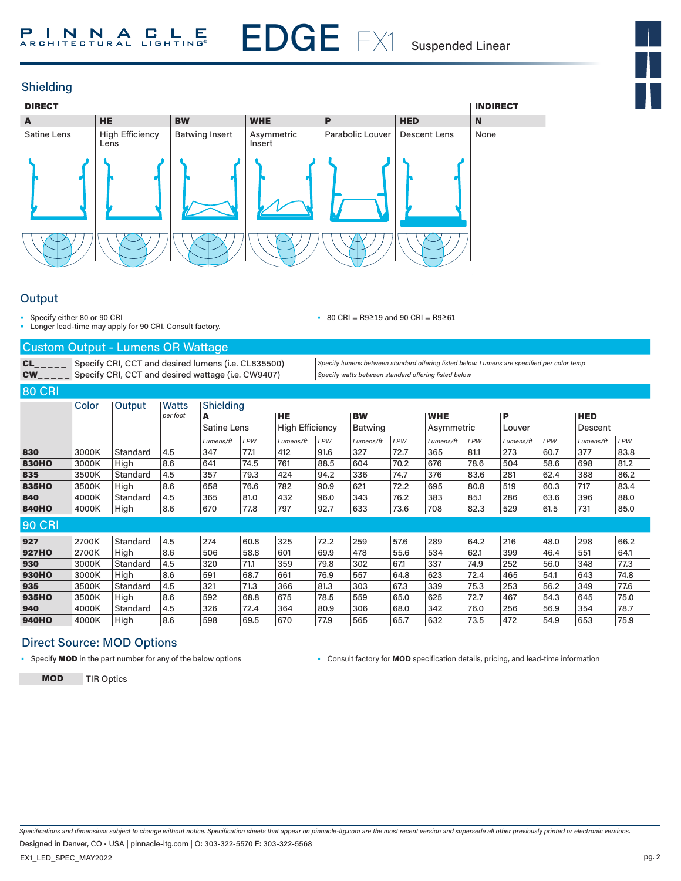# EDGE EX1 Suspended Linear

## Shielding

| DIRECT | | | | | | INDIRECT |
|---|---|---|---|---|---|---|
| **A** | **HE** | **BW** | **WHE** | **P** | **HED** | **N** |
| Satine Lens | High Efficiency Lens | Batwing Insert | Asymmetric Insert | Parabolic Louver | Descent Lens | None |

## Output

- Specify either 80 or 90 CRI
- Longer lead-time may apply for 90 CRI. Consult factory.
- 80 CRI = R9≥19 and 90 CRI = R9≥61

### Custom Output - Lumens OR Wattage

| | | |
|---|---|---|
| **CL_____** | Specify CRI, CCT and desired lumens (i.e. CL835500) | *Specify lumens between standard offering listed below. Lumens are specified per color temp* |
| **CW_____** | Specify CRI, CCT and desired wattage (i.e. CW9407) | *Specify watts between standard offering listed below* |

### 80 CRI

| | Color | Output | Watts *per foot* | Shielding **A** Satine Lens | | **HE** High Efficiency | | **BW** Batwing | | **WHE** Asymmetric | | **P** Louver | | **HED** Descent | |
|---|---|---|---|---|---|---|---|---|---|---|---|---|---|---|---|
| | | | | *Lumens/ft* | *LPW* | *Lumens/ft* | *LPW* | *Lumens/ft* | *LPW* | *Lumens/ft* | *LPW* | *Lumens/ft* | *LPW* | *Lumens/ft* | *LPW* |
| **830** | 3000K | Standard | 4.5 | 347 | 77.1 | 412 | 91.6 | 327 | 72.7 | 365 | 81.1 | 273 | 60.7 | 377 | 83.8 |
| **830HO** | 3000K | High | 8.6 | 641 | 74.5 | 761 | 88.5 | 604 | 70.2 | 676 | 78.6 | 504 | 58.6 | 698 | 81.2 |
| **835** | 3500K | Standard | 4.5 | 357 | 79.3 | 424 | 94.2 | 336 | 74.7 | 376 | 83.6 | 281 | 62.4 | 388 | 86.2 |
| **835HO** | 3500K | High | 8.6 | 658 | 76.6 | 782 | 90.9 | 621 | 72.2 | 695 | 80.8 | 519 | 60.3 | 717 | 83.4 |
| **840** | 4000K | Standard | 4.5 | 365 | 81.0 | 432 | 96.0 | 343 | 76.2 | 383 | 85.1 | 286 | 63.6 | 396 | 88.0 |
| **840HO** | 4000K | High | 8.6 | 670 | 77.8 | 797 | 92.7 | 633 | 73.6 | 708 | 82.3 | 529 | 61.5 | 731 | 85.0 |

### 90 CRI

| | Color | Output | Watts | A Lumens/ft | A LPW | HE Lumens/ft | HE LPW | BW Lumens/ft | BW LPW | WHE Lumens/ft | WHE LPW | P Lumens/ft | P LPW | HED Lumens/ft | HED LPW |
|---|---|---|---|---|---|---|---|---|---|---|---|---|---|---|---|
| **927** | 2700K | Standard | 4.5 | 274 | 60.8 | 325 | 72.2 | 259 | 57.6 | 289 | 64.2 | 216 | 48.0 | 298 | 66.2 |
| **927HO** | 2700K | High | 8.6 | 506 | 58.8 | 601 | 69.9 | 478 | 55.6 | 534 | 62.1 | 399 | 46.4 | 551 | 64.1 |
| **930** | 3000K | Standard | 4.5 | 320 | 71.1 | 359 | 79.8 | 302 | 67.1 | 337 | 74.9 | 252 | 56.0 | 348 | 77.3 |
| **930HO** | 3000K | High | 8.6 | 591 | 68.7 | 661 | 76.9 | 557 | 64.8 | 623 | 72.4 | 465 | 54.1 | 643 | 74.8 |
| **935** | 3500K | Standard | 4.5 | 321 | 71.3 | 366 | 81.3 | 303 | 67.3 | 339 | 75.3 | 253 | 56.2 | 349 | 77.6 |
| **935HO** | 3500K | High | 8.6 | 592 | 68.8 | 675 | 78.5 | 559 | 65.0 | 625 | 72.7 | 467 | 54.3 | 645 | 75.0 |
| **940** | 4000K | Standard | 4.5 | 326 | 72.4 | 364 | 80.9 | 306 | 68.0 | 342 | 76.0 | 256 | 56.9 | 354 | 78.7 |
| **940HO** | 4000K | High | 8.6 | 598 | 69.5 | 670 | 77.9 | 565 | 65.7 | 632 | 73.5 | 472 | 54.9 | 653 | 75.9 |

## Direct Source: MOD Options

- Specify **MOD** in the part number for any of the below options
- Consult factory for **MOD** specification details, pricing, and lead-time information

| | |
|---|---|
| **MOD** | TIR Optics |

*Specifications and dimensions subject to change without notice. Specification sheets that appear on pinnacle-ltg.com are the most recent version and supersede all other previously printed or electronic versions.*

Designed in Denver, CO • USA | pinnacle-ltg.com | O: 303-322-5570 F: 303-322-5568

EX1_LED_SPEC_MAY2022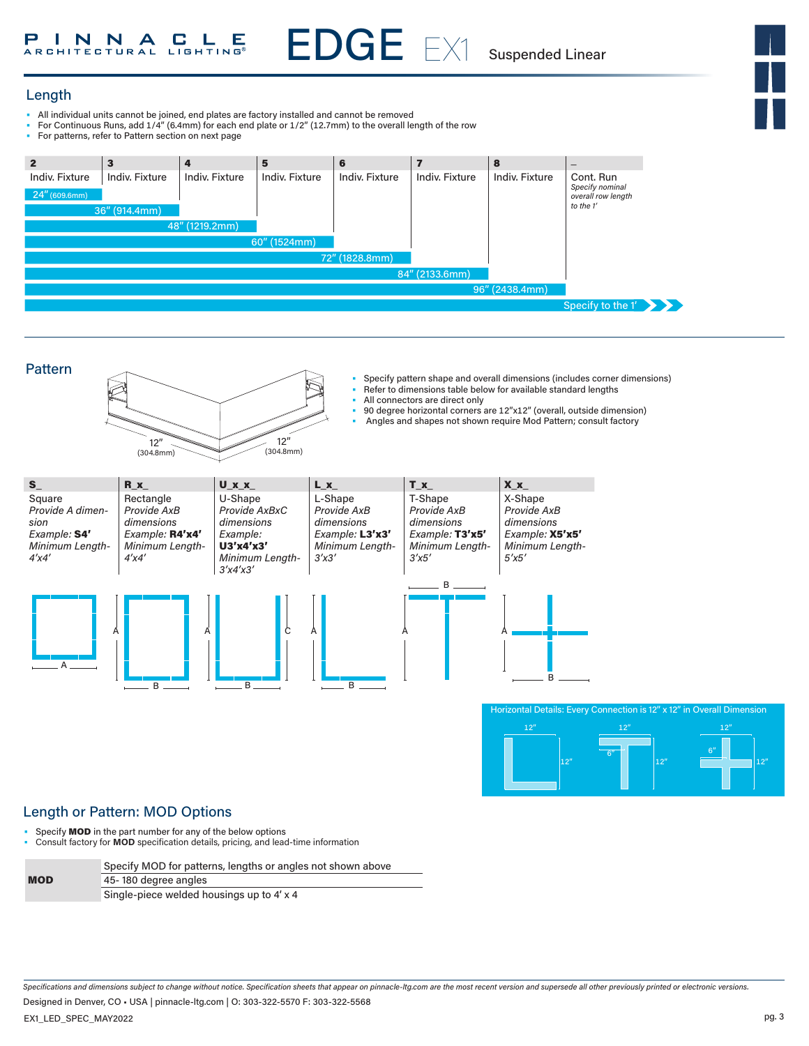# EDGE EX1 Suspended Linear

## Length

- All individual units cannot be joined, end plates are factory installed and cannot be removed
- For Continuous Runs, add 1/4″ (6.4mm) for each end plate or 1/2″ (12.7mm) to the overall length of the row
- For patterns, refer to Pattern section on next page

| 2 | 3 | 4 | 5 | 6 | 7 | 8 | _ |
|---|---|---|---|---|---|---|---|
| Indiv. Fixture | Indiv. Fixture | Indiv. Fixture | Indiv. Fixture | Indiv. Fixture | Indiv. Fixture | Indiv. Fixture | Cont. Run *Specify nominal overall row length to the 1′* |
| 24″ (609.6mm) | 36″ (914.4mm) | 48″ (1219.2mm) | 60″ (1524mm) | 72″ (1828.8mm) | 84″ (2133.6mm) | 96″ (2438.4mm) | Specify to the 1′ |

## Pattern

12″ (304.8mm) 12″ (304.8mm)

- Specify pattern shape and overall dimensions (includes corner dimensions)
- Refer to dimensions table below for available standard lengths
- All connectors are direct only
- 90 degree horizontal corners are 12″x12″ (overall, outside dimension)
- Angles and shapes not shown require Mod Pattern; consult factory

| S_ | R_x_ | U_x_x_ | L_x_ | T_x_ | X_x_ |
|---|---|---|---|---|---|
| Square<br>*Provide A dimension*<br>*Example:* **S4′**<br>*Minimum Length- 4′x4′* | Rectangle<br>*Provide AxB dimensions*<br>*Example:* **R4′x4′**<br>*Minimum Length- 4′x4′* | U-Shape<br>*Provide AxBxC dimensions*<br>*Example:* **U3′x4′x3′**<br>*Minimum Length- 3′x4′x3′* | L-Shape<br>*Provide AxB dimensions*<br>*Example:* **L3′x3′**<br>*Minimum Length- 3′x3′* | T-Shape<br>*Provide AxB dimensions*<br>*Example:* **T3′x5′**<br>*Minimum Length- 3′x5′* | X-Shape<br>*Provide AxB dimensions*<br>*Example:* **X5′x5′**<br>*Minimum Length- 5′x5′* |

Horizontal Details: Every Connection is 12″ x 12″ in Overall Dimension

## Length or Pattern: MOD Options

- Specify **MOD** in the part number for any of the below options
- Consult factory for **MOD** specification details, pricing, and lead-time information

| **MOD** | Specify MOD for patterns, lengths or angles not shown above |
|---|---|
| | 45- 180 degree angles |
| | Single-piece welded housings up to 4′ x 4 |

*Specifications and dimensions subject to change without notice. Specification sheets that appear on pinnacle-ltg.com are the most recent version and supersede all other previously printed or electronic versions.*

Designed in Denver, CO • USA | pinnacle-ltg.com | O: 303-322-5570 F: 303-322-5568

EX1_LED_SPEC_MAY2022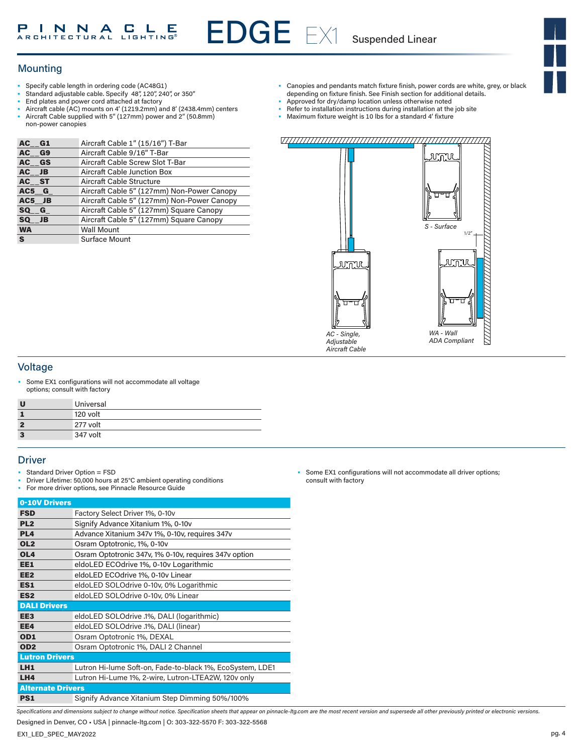## Mounting

- Specify cable length in ordering code (AC48G1)
- Standard adjustable cable. Specify 48", 120", 240", or 350"
- End plates and power cord attached at factory
- Aircraft cable (AC) mounts on 4' (1219.2mm) and 8' (2438.4mm) centers
- Aircraft Cable supplied with 5" (127mm) power and 2" (50.8mm) non-power canopies
- Canopies and pendants match fixture finish, power cords are white, grey, or black depending on fixture finish. See Finish section for additional details.
- Approved for dry/damp location unless otherwise noted
- Refer to installation instructions during installation at the job site
- Maximum fixture weight is 10 lbs for a standard 4' fixture

| | |
|---|---|
| **AC__G1** | Aircraft Cable 1" (15/16") T-Bar |
| **AC__G9** | Aircraft Cable 9/16" T-Bar |
| **AC__GS** | Aircraft Cable Screw Slot T-Bar |
| **AC__JB** | Aircraft Cable Junction Box |
| **AC__ST** | Aircraft Cable Structure |
| **AC5__G_** | Aircraft Cable 5" (127mm) Non-Power Canopy |
| **AC5__JB** | Aircraft Cable 5" (127mm) Non-Power Canopy |
| **SQ__G_** | Aircraft Cable 5" (127mm) Square Canopy |
| **SQ__JB** | Aircraft Cable 5" (127mm) Square Canopy |
| **WA** | Wall Mount |
| **S** | Surface Mount |

S - Surface

1/2"

AC - Single, Adjustable Aircraft Cable

WA - Wall ADA Compliant

## Voltage

- Some EX1 configurations will not accommodate all voltage options; consult with factory

| | |
|---|---|
| **U** | Universal |
| **1** | 120 volt |
| **2** | 277 volt |
| **3** | 347 volt |

## Driver

- Standard Driver Option = FSD
- Driver Lifetime: 50,000 hours at 25°C ambient operating conditions
- For more driver options, see Pinnacle Resource Guide
- Some EX1 configurations will not accommodate all driver options; consult with factory

| **0-10V Drivers** | |
|---|---|
| **FSD** | Factory Select Driver 1%, 0-10v |
| **PL2** | Signify Advance Xitanium 1%, 0-10v |
| **PL4** | Advance Xitanium 347v 1%, 0-10v, requires 347v |
| **OL2** | Osram Optotronic, 1%, 0-10v |
| **OL4** | Osram Optotronic 347v, 1% 0-10v, requires 347v option |
| **EE1** | eldoLED ECOdrive 1%, 0-10v Logarithmic |
| **EE2** | eldoLED ECOdrive 1%, 0-10v Linear |
| **ES1** | eldoLED SOLOdrive 0-10v, 0% Logarithmic |
| **ES2** | eldoLED SOLOdrive 0-10v, 0% Linear |
| **DALI Drivers** | |
| **EE3** | eldoLED SOLOdrive .1%, DALI (logarithmic) |
| **EE4** | eldoLED SOLOdrive .1%, DALI (linear) |
| **OD1** | Osram Optotronic 1%, DEXAL |
| **OD2** | Osram Optotronic 1%, DALI 2 Channel |
| **Lutron Drivers** | |
| **LH1** | Lutron Hi-lume Soft-on, Fade-to-black 1%, EcoSystem, LDE1 |
| **LH4** | Lutron Hi-Lume 1%, 2-wire, Lutron-LTEA2W, 120v only |
| **Alternate Drivers** | |
| **PS1** | Signify Advance Xitanium Step Dimming 50%/100% |

*Specifications and dimensions subject to change without notice. Specification sheets that appear on pinnacle-ltg.com are the most recent version and supersede all other previously printed or electronic versions.*

Designed in Denver, CO • USA | pinnacle-ltg.com | O: 303-322-5570 F: 303-322-5568

EX1_LED_SPEC_MAY2022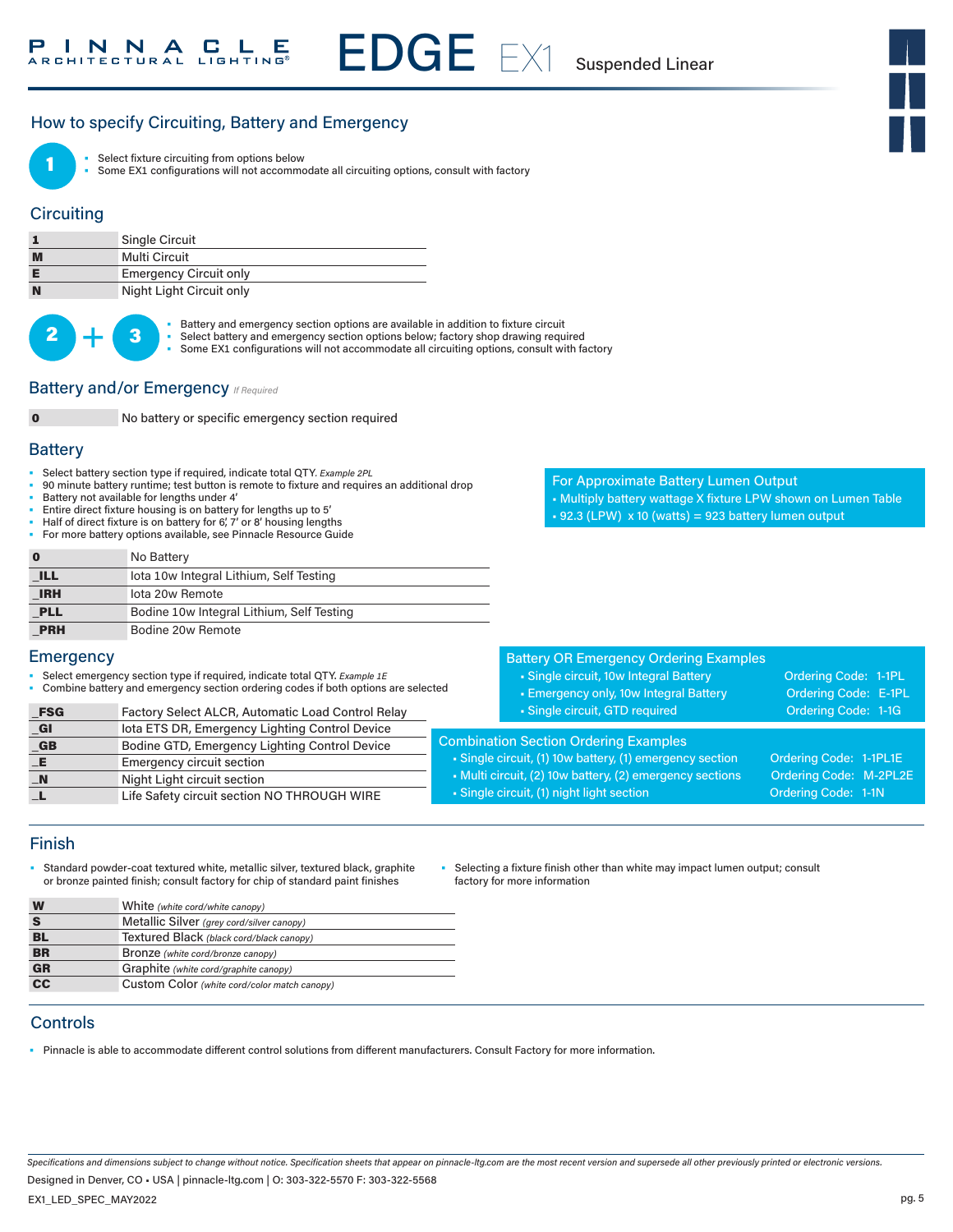## How to specify Circuiting, Battery and Emergency

**1**

- Select fixture circuiting from options below
- Some EX1 configurations will not accommodate all circuiting options, consult with factory

### Circuiting

| | |
|---|---|
| **1** | Single Circuit |
| **M** | Multi Circuit |
| **E** | Emergency Circuit only |
| **N** | Night Light Circuit only |

**2 + 3**

- Battery and emergency section options are available in addition to fixture circuit
- Select battery and emergency section options below; factory shop drawing required
- Some EX1 configurations will not accommodate all circuiting options, consult with factory

### Battery and/or Emergency *If Required*

| | |
|---|---|
| **0** | No battery or specific emergency section required |

### Battery

- Select battery section type if required, indicate total QTY. *Example 2PL*
- 90 minute battery runtime; test button is remote to fixture and requires an additional drop
- Battery not available for lengths under 4'
- Entire direct fixture housing is on battery for lengths up to 5'
- Half of direct fixture is on battery for 6', 7' or 8' housing lengths
- For more battery options available, see Pinnacle Resource Guide

| | |
|---|---|
| **0** | No Battery |
| **_ILL** | Iota 10w Integral Lithium, Self Testing |
| **_IRH** | Iota 20w Remote |
| **_PLL** | Bodine 10w Integral Lithium, Self Testing |
| **_PRH** | Bodine 20w Remote |

**For Approximate Battery Lumen Output**

- Multiply battery wattage X fixture LPW shown on Lumen Table
- 92.3 (LPW) x 10 (watts) = 923 battery lumen output

### Emergency

- Select emergency section type if required, indicate total QTY. *Example 1E*
- Combine battery and emergency section ordering codes if both options are selected

| | |
|---|---|
| **_FSG** | Factory Select ALCR, Automatic Load Control Relay |
| **_GI** | Iota ETS DR, Emergency Lighting Control Device |
| **_GB** | Bodine GTD, Emergency Lighting Control Device |
| **_E** | Emergency circuit section |
| **_N** | Night Light circuit section |
| **_L** | Life Safety circuit section NO THROUGH WIRE |

**Battery OR Emergency Ordering Examples**

| | |
|---|---|
| Single circuit, 10w Integral Battery | Ordering Code: 1-1PL |
| Emergency only, 10w Integral Battery | Ordering Code: E-1PL |
| Single circuit, GTD required | Ordering Code: 1-1G |

**Combination Section Ordering Examples**

| | |
|---|---|
| Single circuit, (1) 10w battery, (1) emergency section | Ordering Code: 1-1PL1E |
| Multi circuit, (2) 10w battery, (2) emergency sections | Ordering Code: M-2PL2E |
| Single circuit, (1) night light section | Ordering Code: 1-1N |

### Finish

- Standard powder-coat textured white, metallic silver, textured black, graphite or bronze painted finish; consult factory for chip of standard paint finishes
- Selecting a fixture finish other than white may impact lumen output; consult factory for more information

| | |
|---|---|
| **W** | White *(white cord/white canopy)* |
| **S** | Metallic Silver *(grey cord/silver canopy)* |
| **BL** | Textured Black *(black cord/black canopy)* |
| **BR** | Bronze *(white cord/bronze canopy)* |
| **GR** | Graphite *(white cord/graphite canopy)* |
| **CC** | Custom Color *(white cord/color match canopy)* |

### Controls

- Pinnacle is able to accommodate different control solutions from different manufacturers. Consult Factory for more information.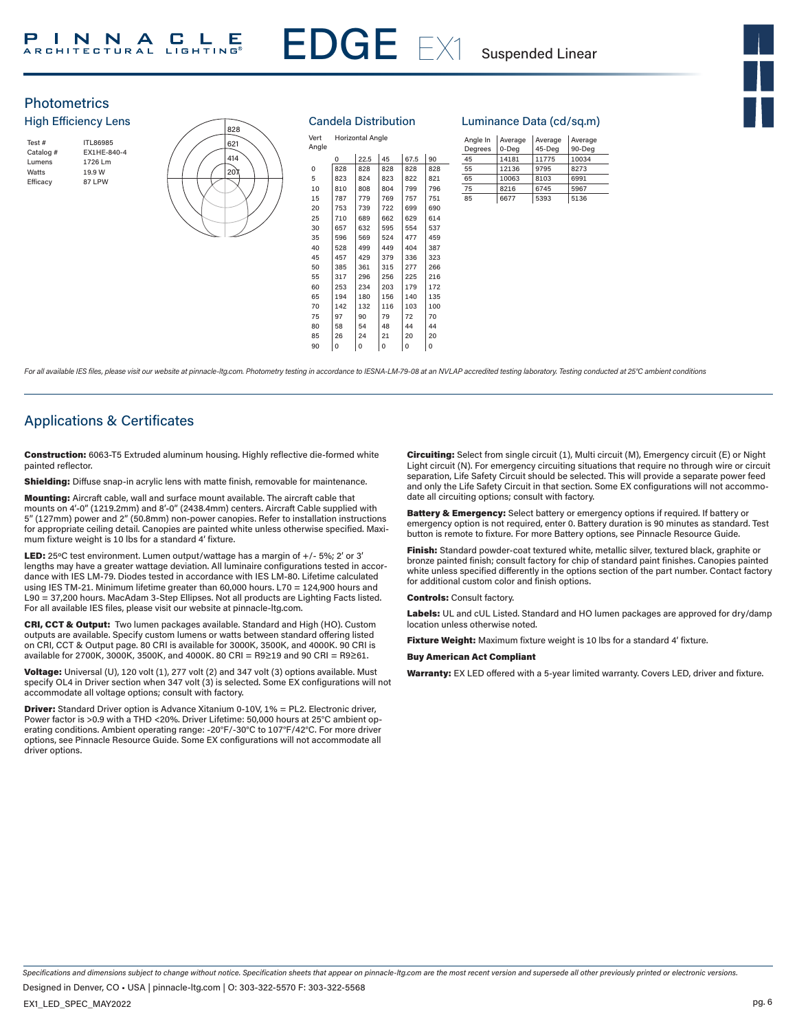## Photometrics

### High Efficiency Lens

| | |
|---|---|
| Test # | ITL86985 |
| Catalog # | EX1HE-840-4 |
| Lumens | 1726 Lm |
| Watts | 19.9 W |
| Efficacy | 87 LPW |

828
621
414
207

### Candela Distribution

| Vert Angle | Horizontal Angle 0 | 22.5 | 45 | 67.5 | 90 |
|---|---|---|---|---|---|
| 0 | 828 | 828 | 828 | 828 | 828 |
| 5 | 823 | 824 | 823 | 822 | 821 |
| 10 | 810 | 808 | 804 | 799 | 796 |
| 15 | 787 | 779 | 769 | 757 | 751 |
| 20 | 753 | 739 | 722 | 699 | 690 |
| 25 | 710 | 689 | 662 | 629 | 614 |
| 30 | 657 | 632 | 595 | 554 | 537 |
| 35 | 596 | 569 | 524 | 477 | 459 |
| 40 | 528 | 499 | 449 | 404 | 387 |
| 45 | 457 | 429 | 379 | 336 | 323 |
| 50 | 385 | 361 | 315 | 277 | 266 |
| 55 | 317 | 296 | 256 | 225 | 216 |
| 60 | 253 | 234 | 203 | 179 | 172 |
| 65 | 194 | 180 | 156 | 140 | 135 |
| 70 | 142 | 132 | 116 | 103 | 100 |
| 75 | 97 | 90 | 79 | 72 | 70 |
| 80 | 58 | 54 | 48 | 44 | 44 |
| 85 | 26 | 24 | 21 | 20 | 20 |
| 90 | 0 | 0 | 0 | 0 | 0 |

### Luminance Data (cd/sq.m)

| Angle In Degrees | Average 0-Deg | Average 45-Deg | Average 90-Deg |
|---|---|---|---|
| 45 | 14181 | 11775 | 10034 |
| 55 | 12136 | 9795 | 8273 |
| 65 | 10063 | 8103 | 6991 |
| 75 | 8216 | 6745 | 5967 |
| 85 | 6677 | 5393 | 5136 |

*For all available IES files, please visit our website at pinnacle-ltg.com. Photometry testing in accordance to IESNA-LM-79-08 at an NVLAP accredited testing laboratory. Testing conducted at 25°C ambient conditions*

## Applications & Certificates

**Construction:** 6063-T5 Extruded aluminum housing. Highly reflective die-formed white painted reflector.

**Shielding:** Diffuse snap-in acrylic lens with matte finish, removable for maintenance.

**Mounting:** Aircraft cable, wall and surface mount available. The aircraft cable that mounts on 4'-0" (1219.2mm) and 8'-0" (2438.4mm) centers. Aircraft Cable supplied with 5" (127mm) power and 2" (50.8mm) non-power canopies. Refer to installation instructions for appropriate ceiling detail. Canopies are painted white unless otherwise specified. Maximum fixture weight is 10 lbs for a standard 4' fixture.

**LED:** 25ºC test environment. Lumen output/wattage has a margin of +/- 5%; 2' or 3' lengths may have a greater wattage deviation. All luminaire configurations tested in accordance with IES LM-79. Diodes tested in accordance with IES LM-80. Lifetime calculated using IES TM-21. Minimum lifetime greater than 60,000 hours. L70 = 124,900 hours and L90 = 37,200 hours. MacAdam 3-Step Ellipses. Not all products are Lighting Facts listed. For all available IES files, please visit our website at pinnacle-ltg.com.

**CRI, CCT & Output:** Two lumen packages available. Standard and High (HO). Custom outputs are available. Specify custom lumens or watts between standard offering listed on CRI, CCT & Output page. 80 CRI is available for 3000K, 3500K, and 4000K. 90 CRI is available for 2700K, 3000K, 3500K, and 4000K. 80 CRI = R9≥19 and 90 CRI = R9≥61.

**Voltage:** Universal (U), 120 volt (1), 277 volt (2) and 347 volt (3) options available. Must specify OL4 in Driver section when 347 volt (3) is selected. Some EX configurations will not accommodate all voltage options; consult with factory.

**Driver:** Standard Driver option is Advance Xitanium 0-10V, 1% = PL2. Electronic driver, Power factor is >0.9 with a THD <20%. Driver Lifetime: 50,000 hours at 25°C ambient operating conditions. Ambient operating range: -20°F/-30°C to 107°F/42°C. For more driver options, see Pinnacle Resource Guide. Some EX configurations will not accommodate all driver options.

**Circuiting:** Select from single circuit (1), Multi circuit (M), Emergency circuit (E) or Night Light circuit (N). For emergency circuiting situations that require no through wire or circuit separation, Life Safety Circuit should be selected. This will provide a separate power feed and only the Life Safety Circuit in that section. Some EX configurations will not accommodate all circuiting options; consult with factory.

**Battery & Emergency:** Select battery or emergency options if required. If battery or emergency option is not required, enter 0. Battery duration is 90 minutes as standard. Test button is remote to fixture. For more Battery options, see Pinnacle Resource Guide.

**Finish:** Standard powder-coat textured white, metallic silver, textured black, graphite or bronze painted finish; consult factory for chip of standard paint finishes. Canopies painted white unless specified differently in the options section of the part number. Contact factory for additional custom color and finish options.

**Controls:** Consult factory.

**Labels:** UL and cUL Listed. Standard and HO lumen packages are approved for dry/damp location unless otherwise noted.

**Fixture Weight:** Maximum fixture weight is 10 lbs for a standard 4' fixture.

**Buy American Act Compliant**

**Warranty:** EX LED offered with a 5-year limited warranty. Covers LED, driver and fixture.

*Specifications and dimensions subject to change without notice. Specification sheets that appear on pinnacle-ltg.com are the most recent version and supersede all other previously printed or electronic versions.*

Designed in Denver, CO • USA | pinnacle-ltg.com | O: 303-322-5570 F: 303-322-5568